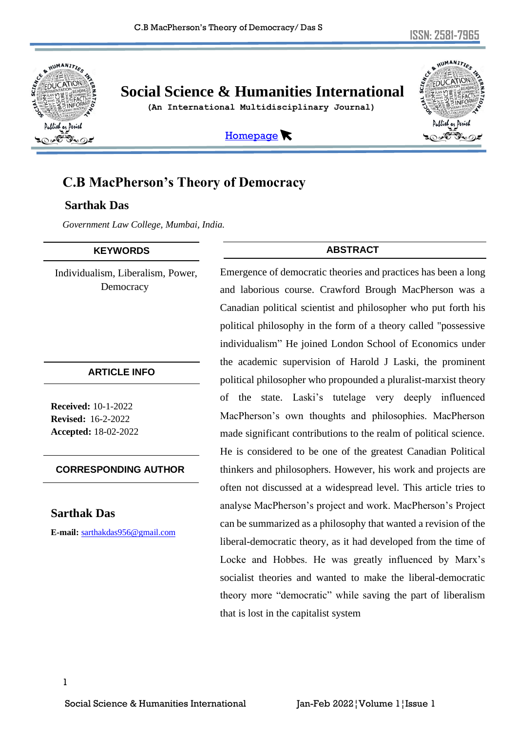# Social Science & Humanities International

**(An International Multidisciplinary Journal)**

Homepage

## C.B MacPherson's Theory of Democracy

**Sarthak Das**

*Government Law College, Mumbai, India.*

**KEYWORDS**

Individualism, Liberalism, Power, Democracy

**ARTICLE INFO**

**Received:** 10-1-2022
**Revised:** 16-2-2022
**Accepted:** 18-02-2022

**CORRESPONDING AUTHOR**

**Sarthak Das**

**E-mail:** sarthakdas956@gmail.com

**ABSTRACT**

Emergence of democratic theories and practices has been a long and laborious course. Crawford Brough MacPherson was a Canadian political scientist and philosopher who put forth his political philosophy in the form of a theory called "possessive individualism" He joined London School of Economics under the academic supervision of Harold J Laski, the prominent political philosopher who propounded a pluralist-marxist theory of the state. Laski's tutelage very deeply influenced MacPherson's own thoughts and philosophies. MacPherson made significant contributions to the realm of political science. He is considered to be one of the greatest Canadian Political thinkers and philosophers. However, his work and projects are often not discussed at a widespread level. This article tries to analyse MacPherson's project and work. MacPherson's Project can be summarized as a philosophy that wanted a revision of the liberal-democratic theory, as it had developed from the time of Locke and Hobbes. He was greatly influenced by Marx's socialist theories and wanted to make the liberal-democratic theory more "democratic" while saving the part of liberalism that is lost in the capitalist system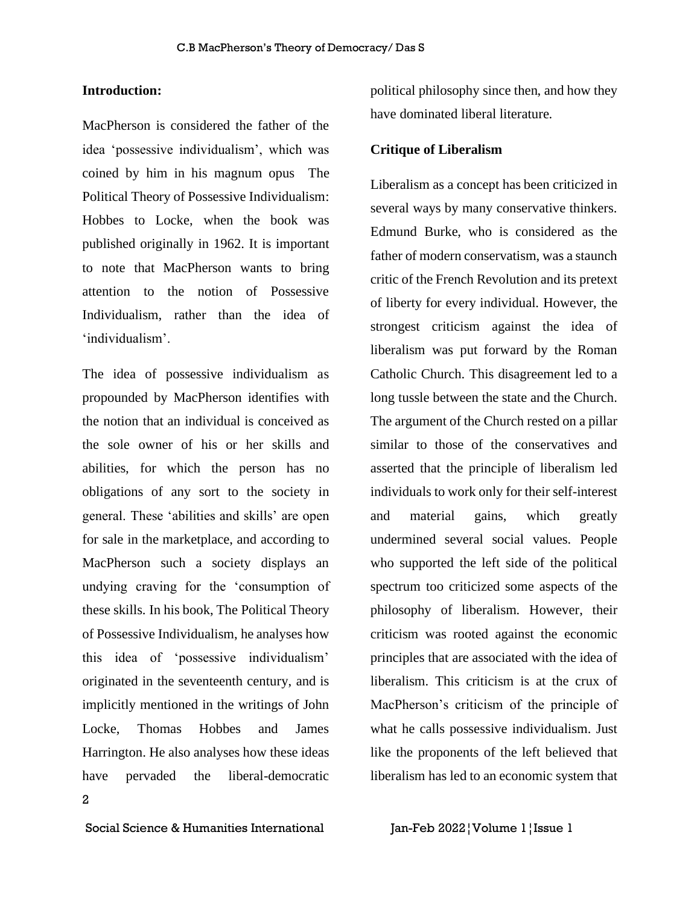**Introduction:**

MacPherson is considered the father of the idea 'possessive individualism', which was coined by him in his magnum opus The Political Theory of Possessive Individualism: Hobbes to Locke, when the book was published originally in 1962. It is important to note that MacPherson wants to bring attention to the notion of Possessive Individualism, rather than the idea of 'individualism'.

The idea of possessive individualism as propounded by MacPherson identifies with the notion that an individual is conceived as the sole owner of his or her skills and abilities, for which the person has no obligations of any sort to the society in general. These 'abilities and skills' are open for sale in the marketplace, and according to MacPherson such a society displays an undying craving for the 'consumption of these skills. In his book, The Political Theory of Possessive Individualism, he analyses how this idea of 'possessive individualism' originated in the seventeenth century, and is implicitly mentioned in the writings of John Locke, Thomas Hobbes and James Harrington. He also analyses how these ideas have pervaded the liberal-democratic political philosophy since then, and how they have dominated liberal literature.

**Critique of Liberalism**

Liberalism as a concept has been criticized in several ways by many conservative thinkers. Edmund Burke, who is considered as the father of modern conservatism, was a staunch critic of the French Revolution and its pretext of liberty for every individual. However, the strongest criticism against the idea of liberalism was put forward by the Roman Catholic Church. This disagreement led to a long tussle between the state and the Church. The argument of the Church rested on a pillar similar to those of the conservatives and asserted that the principle of liberalism led individuals to work only for their self-interest and material gains, which greatly undermined several social values. People who supported the left side of the political spectrum too criticized some aspects of the philosophy of liberalism. However, their criticism was rooted against the economic principles that are associated with the idea of liberalism. This criticism is at the crux of MacPherson's criticism of the principle of what he calls possessive individualism. Just like the proponents of the left believed that liberalism has led to an economic system that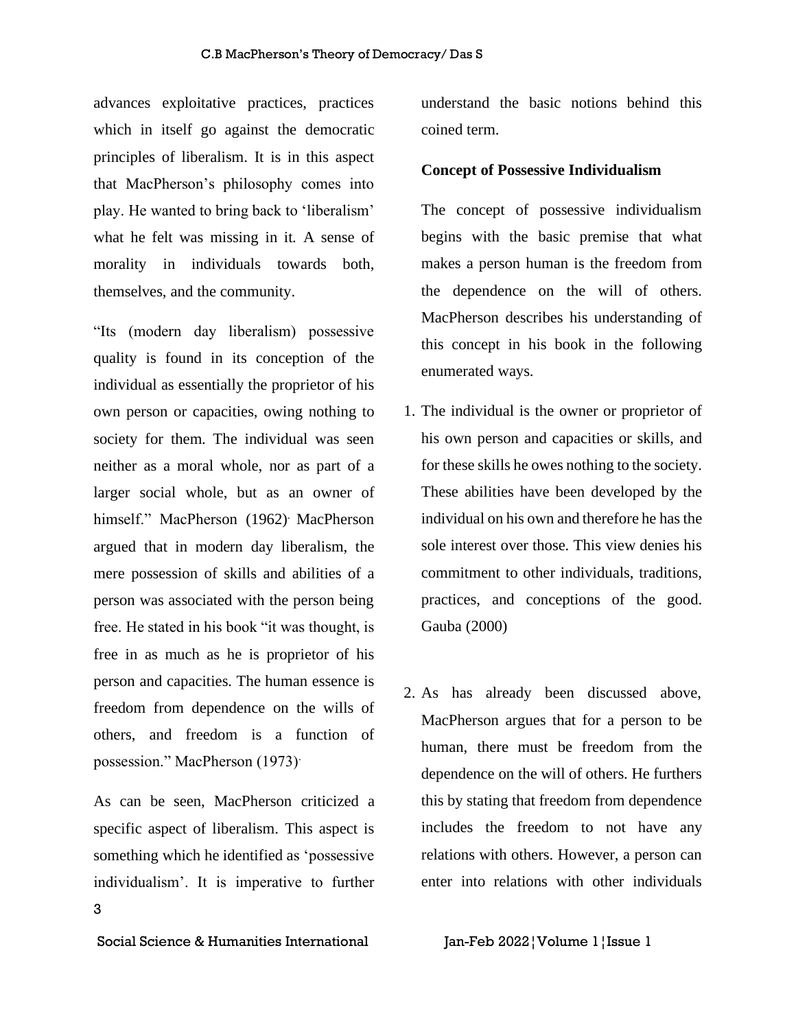advances exploitative practices, practices which in itself go against the democratic principles of liberalism. It is in this aspect that MacPherson's philosophy comes into play. He wanted to bring back to 'liberalism' what he felt was missing in it. A sense of morality in individuals towards both, themselves, and the community.

"Its (modern day liberalism) possessive quality is found in its conception of the individual as essentially the proprietor of his own person or capacities, owing nothing to society for them. The individual was seen neither as a moral whole, nor as part of a larger social whole, but as an owner of himself." MacPherson (1962). MacPherson argued that in modern day liberalism, the mere possession of skills and abilities of a person was associated with the person being free. He stated in his book "it was thought, is free in as much as he is proprietor of his person and capacities. The human essence is freedom from dependence on the wills of others, and freedom is a function of possession." MacPherson (1973).

As can be seen, MacPherson criticized a specific aspect of liberalism. This aspect is something which he identified as 'possessive individualism'. It is imperative to further understand the basic notions behind this coined term.

**Concept of Possessive Individualism**

The concept of possessive individualism begins with the basic premise that what makes a person human is the freedom from the dependence on the will of others. MacPherson describes his understanding of this concept in his book in the following enumerated ways.

1. The individual is the owner or proprietor of his own person and capacities or skills, and for these skills he owes nothing to the society. These abilities have been developed by the individual on his own and therefore he has the sole interest over those. This view denies his commitment to other individuals, traditions, practices, and conceptions of the good. Gauba (2000)

2. As has already been discussed above, MacPherson argues that for a person to be human, there must be freedom from the dependence on the will of others. He furthers this by stating that freedom from dependence includes the freedom to not have any relations with others. However, a person can enter into relations with other individuals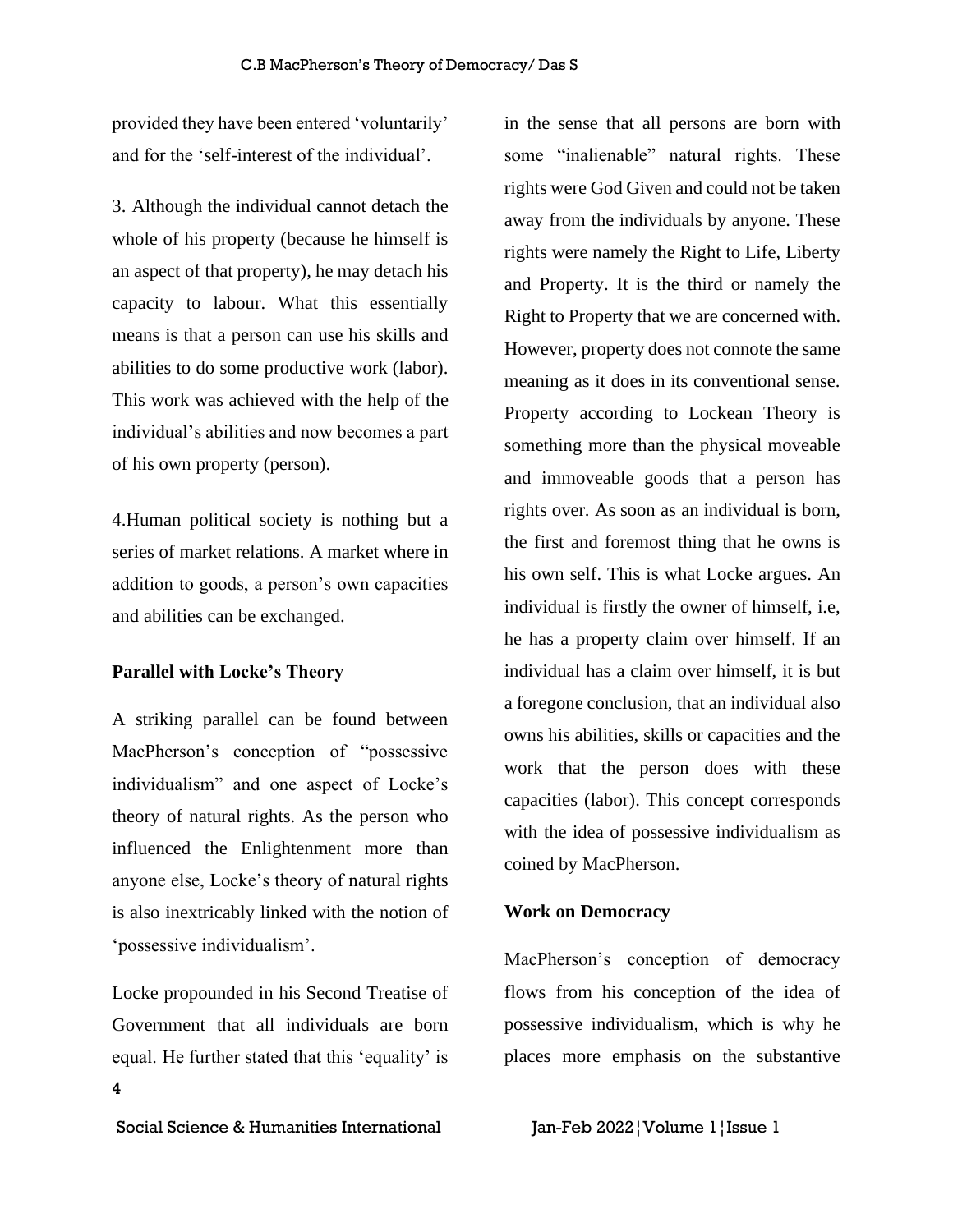provided they have been entered 'voluntarily' and for the 'self-interest of the individual'.

3. Although the individual cannot detach the whole of his property (because he himself is an aspect of that property), he may detach his capacity to labour. What this essentially means is that a person can use his skills and abilities to do some productive work (labor). This work was achieved with the help of the individual's abilities and now becomes a part of his own property (person).

4.Human political society is nothing but a series of market relations. A market where in addition to goods, a person's own capacities and abilities can be exchanged.

**Parallel with Locke's Theory**

A striking parallel can be found between MacPherson's conception of "possessive individualism" and one aspect of Locke's theory of natural rights. As the person who influenced the Enlightenment more than anyone else, Locke's theory of natural rights is also inextricably linked with the notion of 'possessive individualism'.

Locke propounded in his Second Treatise of Government that all individuals are born equal. He further stated that this 'equality' is in the sense that all persons are born with some "inalienable" natural rights. These rights were God Given and could not be taken away from the individuals by anyone. These rights were namely the Right to Life, Liberty and Property. It is the third or namely the Right to Property that we are concerned with. However, property does not connote the same meaning as it does in its conventional sense. Property according to Lockean Theory is something more than the physical moveable and immoveable goods that a person has rights over. As soon as an individual is born, the first and foremost thing that he owns is his own self. This is what Locke argues. An individual is firstly the owner of himself, i.e, he has a property claim over himself. If an individual has a claim over himself, it is but a foregone conclusion, that an individual also owns his abilities, skills or capacities and the work that the person does with these capacities (labor). This concept corresponds with the idea of possessive individualism as coined by MacPherson.

**Work on Democracy**

MacPherson's conception of democracy flows from his conception of the idea of possessive individualism, which is why he places more emphasis on the substantive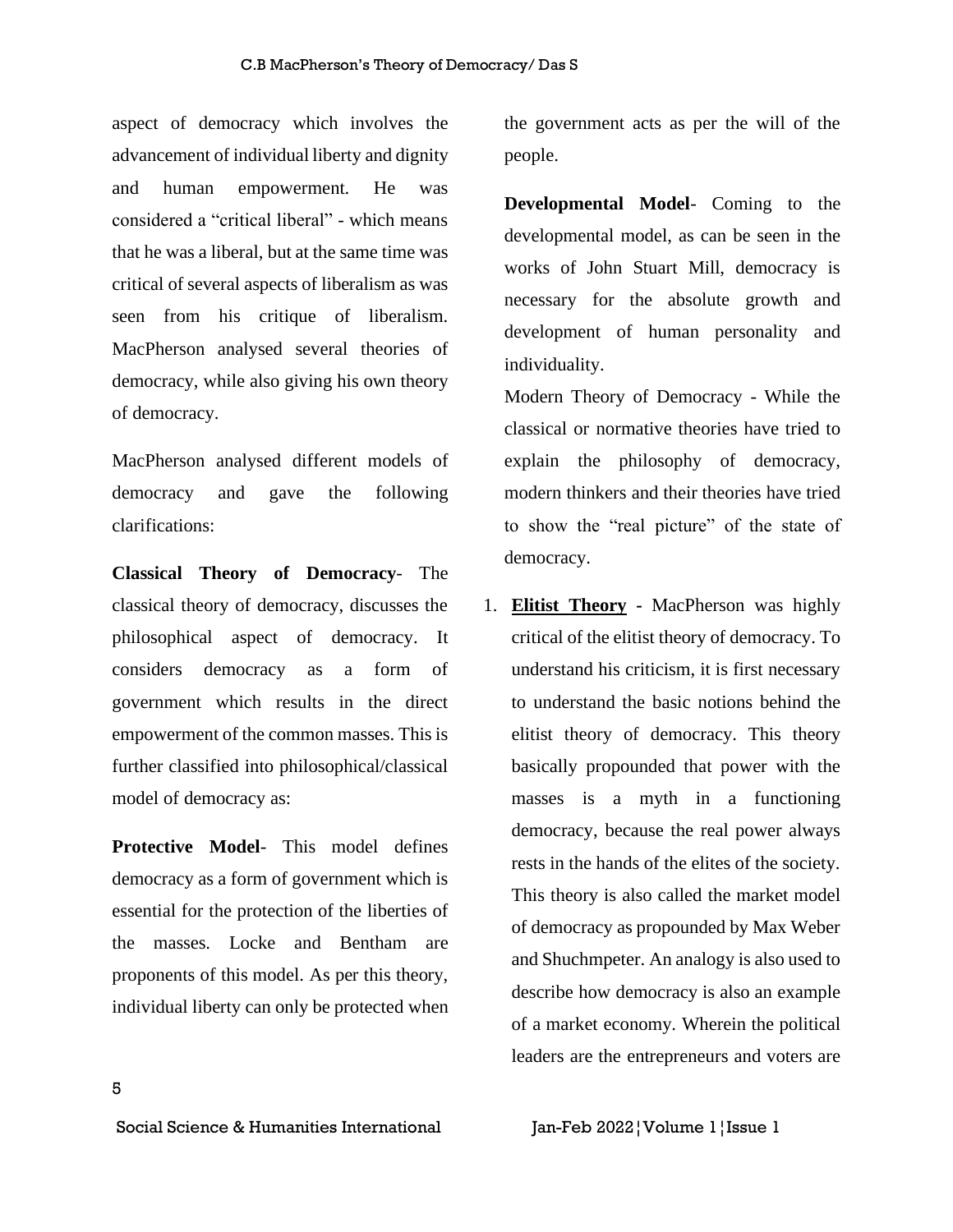aspect of democracy which involves the advancement of individual liberty and dignity and human empowerment. He was considered a "critical liberal" - which means that he was a liberal, but at the same time was critical of several aspects of liberalism as was seen from his critique of liberalism. MacPherson analysed several theories of democracy, while also giving his own theory of democracy.

MacPherson analysed different models of democracy and gave the following clarifications:

**Classical Theory of Democracy**- The classical theory of democracy, discusses the philosophical aspect of democracy. It considers democracy as a form of government which results in the direct empowerment of the common masses. This is further classified into philosophical/classical model of democracy as:

**Protective Model**- This model defines democracy as a form of government which is essential for the protection of the liberties of the masses. Locke and Bentham are proponents of this model. As per this theory, individual liberty can only be protected when the government acts as per the will of the people.

**Developmental Model**- Coming to the developmental model, as can be seen in the works of John Stuart Mill, democracy is necessary for the absolute growth and development of human personality and individuality.

Modern Theory of Democracy - While the classical or normative theories have tried to explain the philosophy of democracy, modern thinkers and their theories have tried to show the "real picture" of the state of democracy.

1. **Elitist Theory** - MacPherson was highly critical of the elitist theory of democracy. To understand his criticism, it is first necessary to understand the basic notions behind the elitist theory of democracy. This theory basically propounded that power with the masses is a myth in a functioning democracy, because the real power always rests in the hands of the elites of the society. This theory is also called the market model of democracy as propounded by Max Weber and Shuchmpeter. An analogy is also used to describe how democracy is also an example of a market economy. Wherein the political leaders are the entrepreneurs and voters are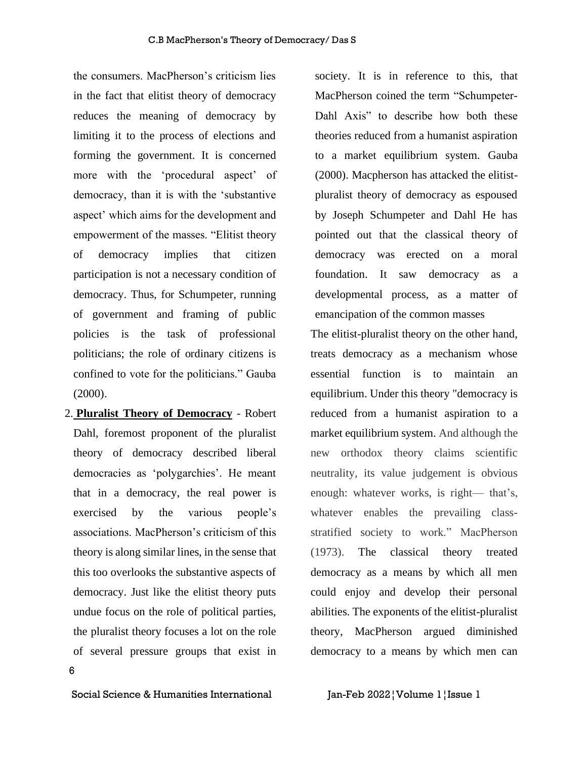the consumers. MacPherson's criticism lies in the fact that elitist theory of democracy reduces the meaning of democracy by limiting it to the process of elections and forming the government. It is concerned more with the 'procedural aspect' of democracy, than it is with the 'substantive aspect' which aims for the development and empowerment of the masses. "Elitist theory of democracy implies that citizen participation is not a necessary condition of democracy. Thus, for Schumpeter, running of government and framing of public policies is the task of professional politicians; the role of ordinary citizens is confined to vote for the politicians." Gauba (2000).

2. **Pluralist Theory of Democracy** - Robert Dahl, foremost proponent of the pluralist theory of democracy described liberal democracies as 'polygarchies'. He meant that in a democracy, the real power is exercised by the various people's associations. MacPherson's criticism of this theory is along similar lines, in the sense that this too overlooks the substantive aspects of democracy. Just like the elitist theory puts undue focus on the role of political parties, the pluralist theory focuses a lot on the role of several pressure groups that exist in society. It is in reference to this, that MacPherson coined the term "Schumpeter-Dahl Axis" to describe how both these theories reduced from a humanist aspiration to a market equilibrium system. Gauba (2000). Macpherson has attacked the elitist-pluralist theory of democracy as espoused by Joseph Schumpeter and Dahl He has pointed out that the classical theory of democracy was erected on a moral foundation. It saw democracy as a developmental process, as a matter of emancipation of the common masses

The elitist-pluralist theory on the other hand, treats democracy as a mechanism whose essential function is to maintain an equilibrium. Under this theory "democracy is reduced from a humanist aspiration to a market equilibrium system. And although the new orthodox theory claims scientific neutrality, its value judgement is obvious enough: whatever works, is right— that's, whatever enables the prevailing class-stratified society to work." MacPherson (1973). The classical theory treated democracy as a means by which all men could enjoy and develop their personal abilities. The exponents of the elitist-pluralist theory, MacPherson argued diminished democracy to a means by which men can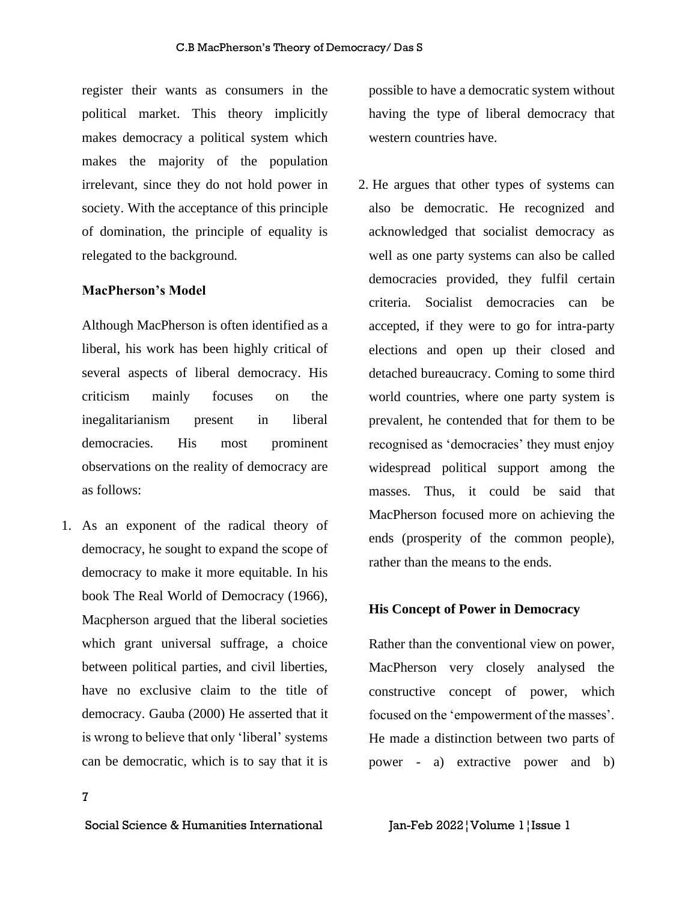register their wants as consumers in the political market. This theory implicitly makes democracy a political system which makes the majority of the population irrelevant, since they do not hold power in society. With the acceptance of this principle of domination, the principle of equality is relegated to the background.

**MacPherson's Model**

Although MacPherson is often identified as a liberal, his work has been highly critical of several aspects of liberal democracy. His criticism mainly focuses on the inegalitarianism present in liberal democracies. His most prominent observations on the reality of democracy are as follows:

1. As an exponent of the radical theory of democracy, he sought to expand the scope of democracy to make it more equitable. In his book The Real World of Democracy (1966), Macpherson argued that the liberal societies which grant universal suffrage, a choice between political parties, and civil liberties, have no exclusive claim to the title of democracy. Gauba (2000) He asserted that it is wrong to believe that only 'liberal' systems can be democratic, which is to say that it is possible to have a democratic system without having the type of liberal democracy that western countries have.

2. He argues that other types of systems can also be democratic. He recognized and acknowledged that socialist democracy as well as one party systems can also be called democracies provided, they fulfil certain criteria. Socialist democracies can be accepted, if they were to go for intra-party elections and open up their closed and detached bureaucracy. Coming to some third world countries, where one party system is prevalent, he contended that for them to be recognised as 'democracies' they must enjoy widespread political support among the masses. Thus, it could be said that MacPherson focused more on achieving the ends (prosperity of the common people), rather than the means to the ends.

**His Concept of Power in Democracy**

Rather than the conventional view on power, MacPherson very closely analysed the constructive concept of power, which focused on the 'empowerment of the masses'. He made a distinction between two parts of power - a) extractive power and b)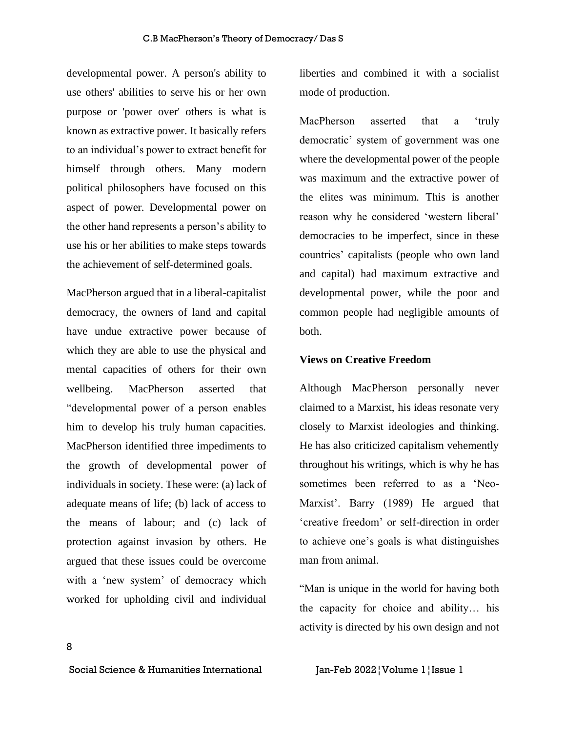developmental power. A person's ability to use others' abilities to serve his or her own purpose or 'power over' others is what is known as extractive power. It basically refers to an individual's power to extract benefit for himself through others. Many modern political philosophers have focused on this aspect of power. Developmental power on the other hand represents a person's ability to use his or her abilities to make steps towards the achievement of self-determined goals.

MacPherson argued that in a liberal-capitalist democracy, the owners of land and capital have undue extractive power because of which they are able to use the physical and mental capacities of others for their own wellbeing. MacPherson asserted that "developmental power of a person enables him to develop his truly human capacities. MacPherson identified three impediments to the growth of developmental power of individuals in society. These were: (a) lack of adequate means of life; (b) lack of access to the means of labour; and (c) lack of protection against invasion by others. He argued that these issues could be overcome with a 'new system' of democracy which worked for upholding civil and individual liberties and combined it with a socialist mode of production.

MacPherson asserted that a 'truly democratic' system of government was one where the developmental power of the people was maximum and the extractive power of the elites was minimum. This is another reason why he considered 'western liberal' democracies to be imperfect, since in these countries' capitalists (people who own land and capital) had maximum extractive and developmental power, while the poor and common people had negligible amounts of both.

**Views on Creative Freedom**

Although MacPherson personally never claimed to a Marxist, his ideas resonate very closely to Marxist ideologies and thinking. He has also criticized capitalism vehemently throughout his writings, which is why he has sometimes been referred to as a 'Neo-Marxist'. Barry (1989) He argued that 'creative freedom' or self-direction in order to achieve one's goals is what distinguishes man from animal.

"Man is unique in the world for having both the capacity for choice and ability… his activity is directed by his own design and not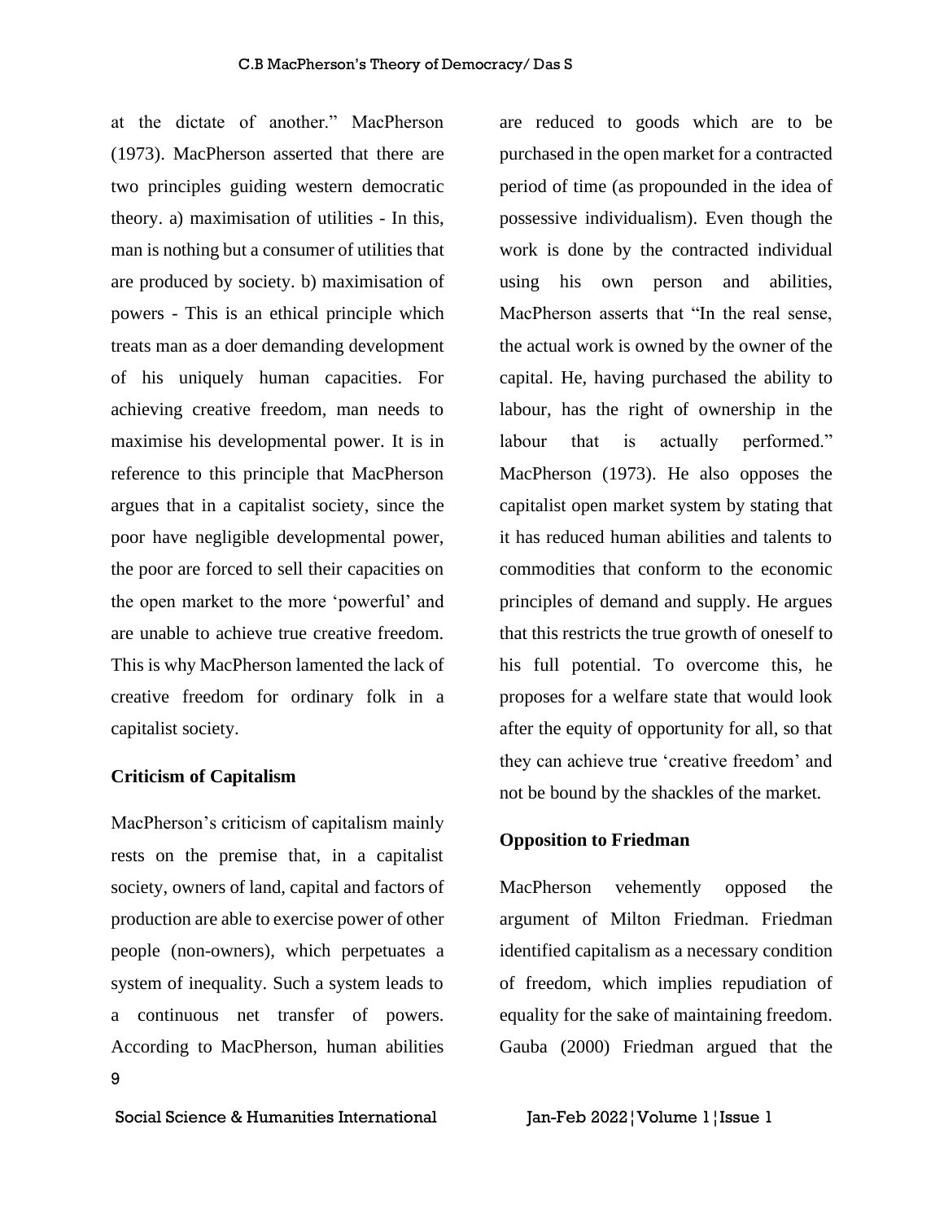at the dictate of another." MacPherson (1973). MacPherson asserted that there are two principles guiding western democratic theory. a) maximisation of utilities - In this, man is nothing but a consumer of utilities that are produced by society. b) maximisation of powers - This is an ethical principle which treats man as a doer demanding development of his uniquely human capacities. For achieving creative freedom, man needs to maximise his developmental power. It is in reference to this principle that MacPherson argues that in a capitalist society, since the poor have negligible developmental power, the poor are forced to sell their capacities on the open market to the more 'powerful' and are unable to achieve true creative freedom. This is why MacPherson lamented the lack of creative freedom for ordinary folk in a capitalist society.

**Criticism of Capitalism**

MacPherson's criticism of capitalism mainly rests on the premise that, in a capitalist society, owners of land, capital and factors of production are able to exercise power of other people (non-owners), which perpetuates a system of inequality. Such a system leads to a continuous net transfer of powers. According to MacPherson, human abilities are reduced to goods which are to be purchased in the open market for a contracted period of time (as propounded in the idea of possessive individualism). Even though the work is done by the contracted individual using his own person and abilities, MacPherson asserts that "In the real sense, the actual work is owned by the owner of the capital. He, having purchased the ability to labour, has the right of ownership in the labour that is actually performed." MacPherson (1973). He also opposes the capitalist open market system by stating that it has reduced human abilities and talents to commodities that conform to the economic principles of demand and supply. He argues that this restricts the true growth of oneself to his full potential. To overcome this, he proposes for a welfare state that would look after the equity of opportunity for all, so that they can achieve true 'creative freedom' and not be bound by the shackles of the market.

**Opposition to Friedman**

MacPherson vehemently opposed the argument of Milton Friedman. Friedman identified capitalism as a necessary condition of freedom, which implies repudiation of equality for the sake of maintaining freedom. Gauba (2000) Friedman argued that the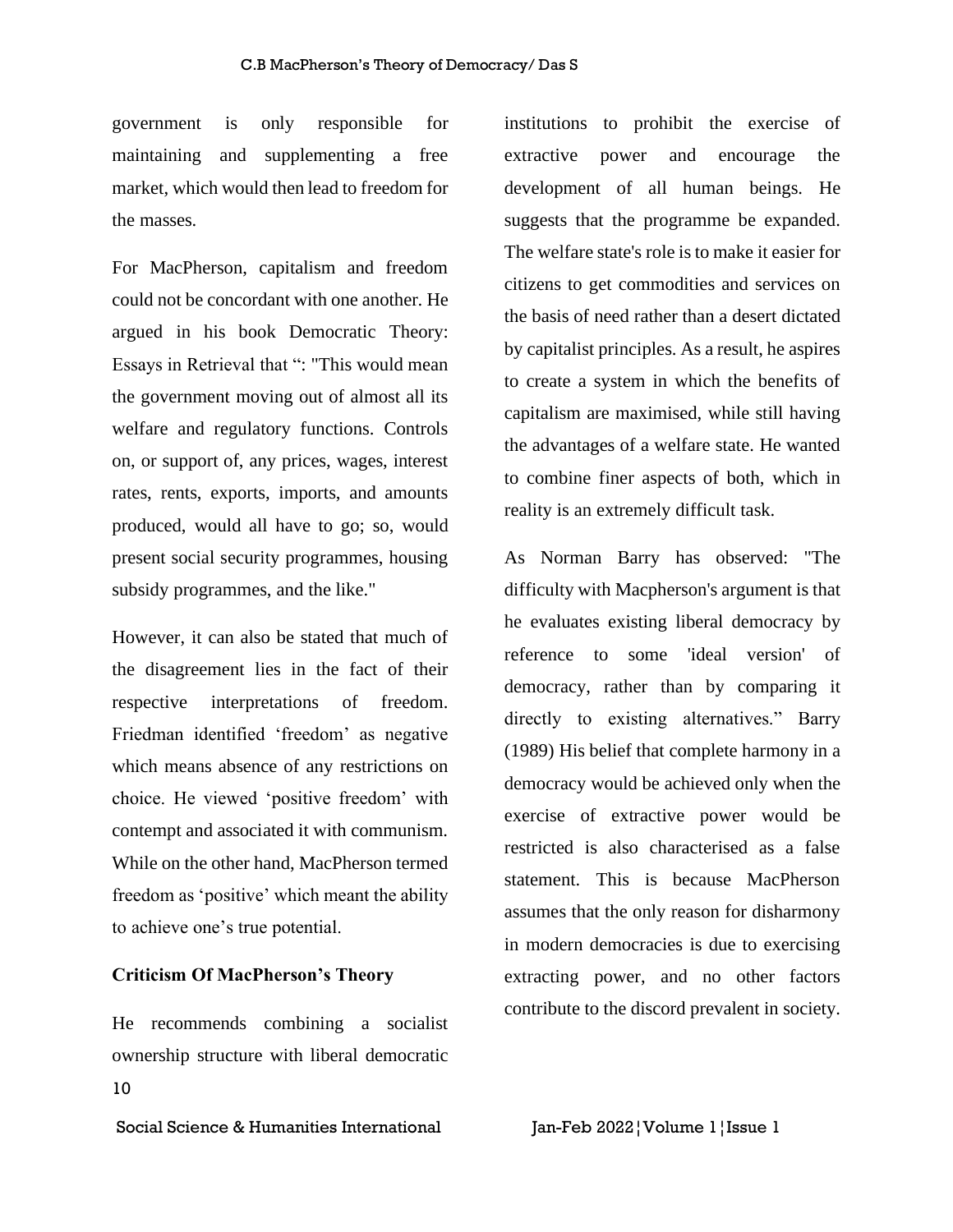government is only responsible for maintaining and supplementing a free market, which would then lead to freedom for the masses.

For MacPherson, capitalism and freedom could not be concordant with one another. He argued in his book Democratic Theory: Essays in Retrieval that ": "This would mean the government moving out of almost all its welfare and regulatory functions. Controls on, or support of, any prices, wages, interest rates, rents, exports, imports, and amounts produced, would all have to go; so, would present social security programmes, housing subsidy programmes, and the like."

However, it can also be stated that much of the disagreement lies in the fact of their respective interpretations of freedom. Friedman identified 'freedom' as negative which means absence of any restrictions on choice. He viewed 'positive freedom' with contempt and associated it with communism. While on the other hand, MacPherson termed freedom as 'positive' which meant the ability to achieve one's true potential.

**Criticism Of MacPherson's Theory**

He recommends combining a socialist ownership structure with liberal democratic institutions to prohibit the exercise of extractive power and encourage the development of all human beings. He suggests that the programme be expanded. The welfare state's role is to make it easier for citizens to get commodities and services on the basis of need rather than a desert dictated by capitalist principles. As a result, he aspires to create a system in which the benefits of capitalism are maximised, while still having the advantages of a welfare state. He wanted to combine finer aspects of both, which in reality is an extremely difficult task.

As Norman Barry has observed: "The difficulty with Macpherson's argument is that he evaluates existing liberal democracy by reference to some 'ideal version' of democracy, rather than by comparing it directly to existing alternatives." Barry (1989) His belief that complete harmony in a democracy would be achieved only when the exercise of extractive power would be restricted is also characterised as a false statement. This is because MacPherson assumes that the only reason for disharmony in modern democracies is due to exercising extracting power, and no other factors contribute to the discord prevalent in society.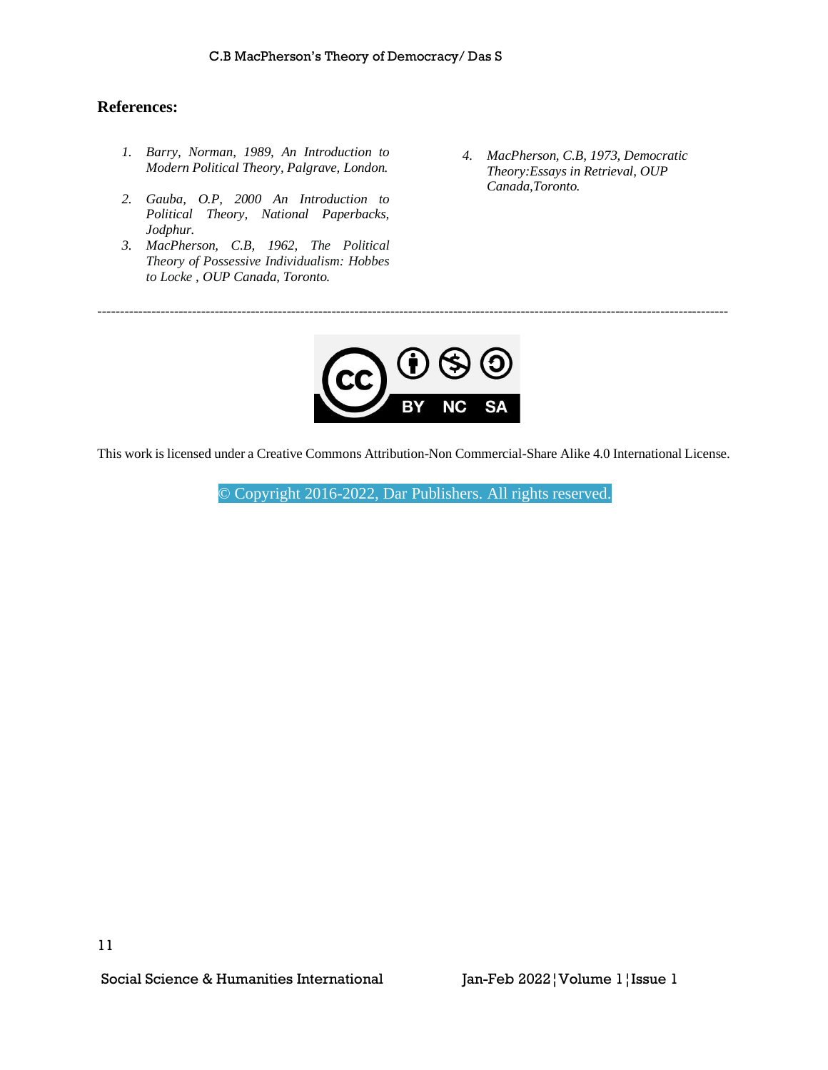## References:

1. *Barry, Norman, 1989, An Introduction to Modern Political Theory, Palgrave, London.*
2. *Gauba, O.P, 2000 An Introduction to Political Theory, National Paperbacks, Jodphur.*
3. *MacPherson, C.B, 1962, The Political Theory of Possessive Individualism: Hobbes to Locke , OUP Canada, Toronto.*
4. *MacPherson, C.B, 1973, Democratic Theory:Essays in Retrieval, OUP Canada,Toronto.*

---

This work is licensed under a Creative Commons Attribution-Non Commercial-Share Alike 4.0 International License.

© Copyright 2016-2022, Dar Publishers. All rights reserved.